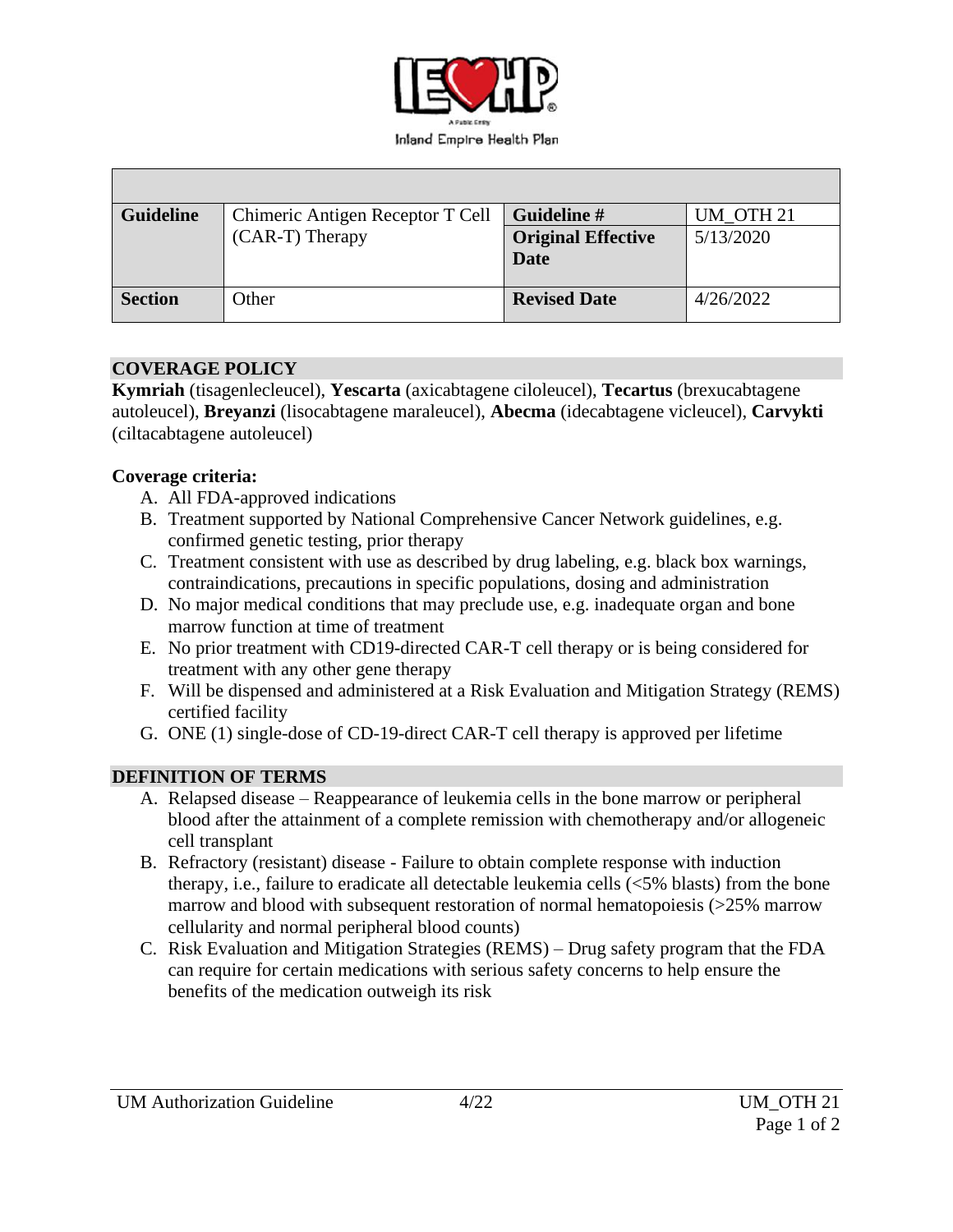Inland Empire Health Plan

| | | | |
|---|---|---|---|
| **Guideline** | Chimeric Antigen Receptor T Cell (CAR-T) Therapy | **Guideline #** | UM_OTH 21 |
| | | **Original Effective Date** | 5/13/2020 |
| **Section** | Other | **Revised Date** | 4/26/2022 |

## COVERAGE POLICY

**Kymriah** (tisagenlecleucel), **Yescarta** (axicabtagene ciloleucel), **Tecartus** (brexucabtagene autoleucel), **Breyanzi** (lisocabtagene maraleucel), **Abecma** (idecabtagene vicleucel), **Carvykti** (ciltacabtagene autoleucel)

**Coverage criteria:**

A. All FDA-approved indications
B. Treatment supported by National Comprehensive Cancer Network guidelines, e.g. confirmed genetic testing, prior therapy
C. Treatment consistent with use as described by drug labeling, e.g. black box warnings, contraindications, precautions in specific populations, dosing and administration
D. No major medical conditions that may preclude use, e.g. inadequate organ and bone marrow function at time of treatment
E. No prior treatment with CD19-directed CAR-T cell therapy or is being considered for treatment with any other gene therapy
F. Will be dispensed and administered at a Risk Evaluation and Mitigation Strategy (REMS) certified facility
G. ONE (1) single-dose of CD-19-direct CAR-T cell therapy is approved per lifetime

## DEFINITION OF TERMS

A. Relapsed disease – Reappearance of leukemia cells in the bone marrow or peripheral blood after the attainment of a complete remission with chemotherapy and/or allogeneic cell transplant
B. Refractory (resistant) disease - Failure to obtain complete response with induction therapy, i.e., failure to eradicate all detectable leukemia cells (<5% blasts) from the bone marrow and blood with subsequent restoration of normal hematopoiesis (>25% marrow cellularity and normal peripheral blood counts)
C. Risk Evaluation and Mitigation Strategies (REMS) – Drug safety program that the FDA can require for certain medications with serious safety concerns to help ensure the benefits of the medication outweigh its risk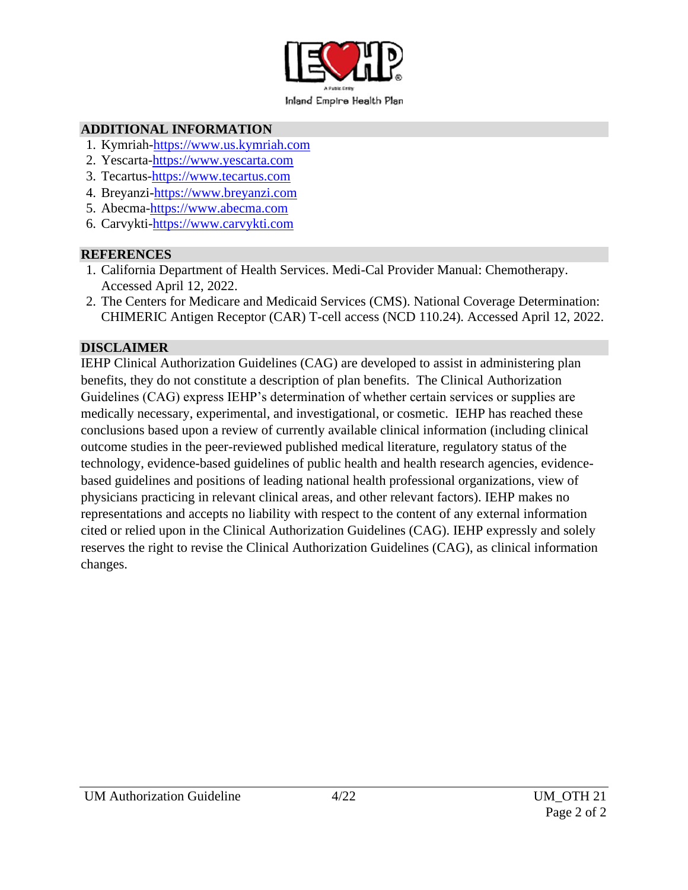## ADDITIONAL INFORMATION

1. Kymriah-https://www.us.kymriah.com
2. Yescarta-https://www.yescarta.com
3. Tecartus-https://www.tecartus.com
4. Breyanzi-https://www.breyanzi.com
5. Abecma-https://www.abecma.com
6. Carvykti-https://www.carvykti.com

## REFERENCES

1. California Department of Health Services. Medi-Cal Provider Manual: Chemotherapy. Accessed April 12, 2022.
2. The Centers for Medicare and Medicaid Services (CMS). National Coverage Determination: CHIMERIC Antigen Receptor (CAR) T-cell access (NCD 110.24). Accessed April 12, 2022.

## DISCLAIMER

IEHP Clinical Authorization Guidelines (CAG) are developed to assist in administering plan benefits, they do not constitute a description of plan benefits. The Clinical Authorization Guidelines (CAG) express IEHP's determination of whether certain services or supplies are medically necessary, experimental, and investigational, or cosmetic. IEHP has reached these conclusions based upon a review of currently available clinical information (including clinical outcome studies in the peer-reviewed published medical literature, regulatory status of the technology, evidence-based guidelines of public health and health research agencies, evidence-based guidelines and positions of leading national health professional organizations, view of physicians practicing in relevant clinical areas, and other relevant factors). IEHP makes no representations and accepts no liability with respect to the content of any external information cited or relied upon in the Clinical Authorization Guidelines (CAG). IEHP expressly and solely reserves the right to revise the Clinical Authorization Guidelines (CAG), as clinical information changes.